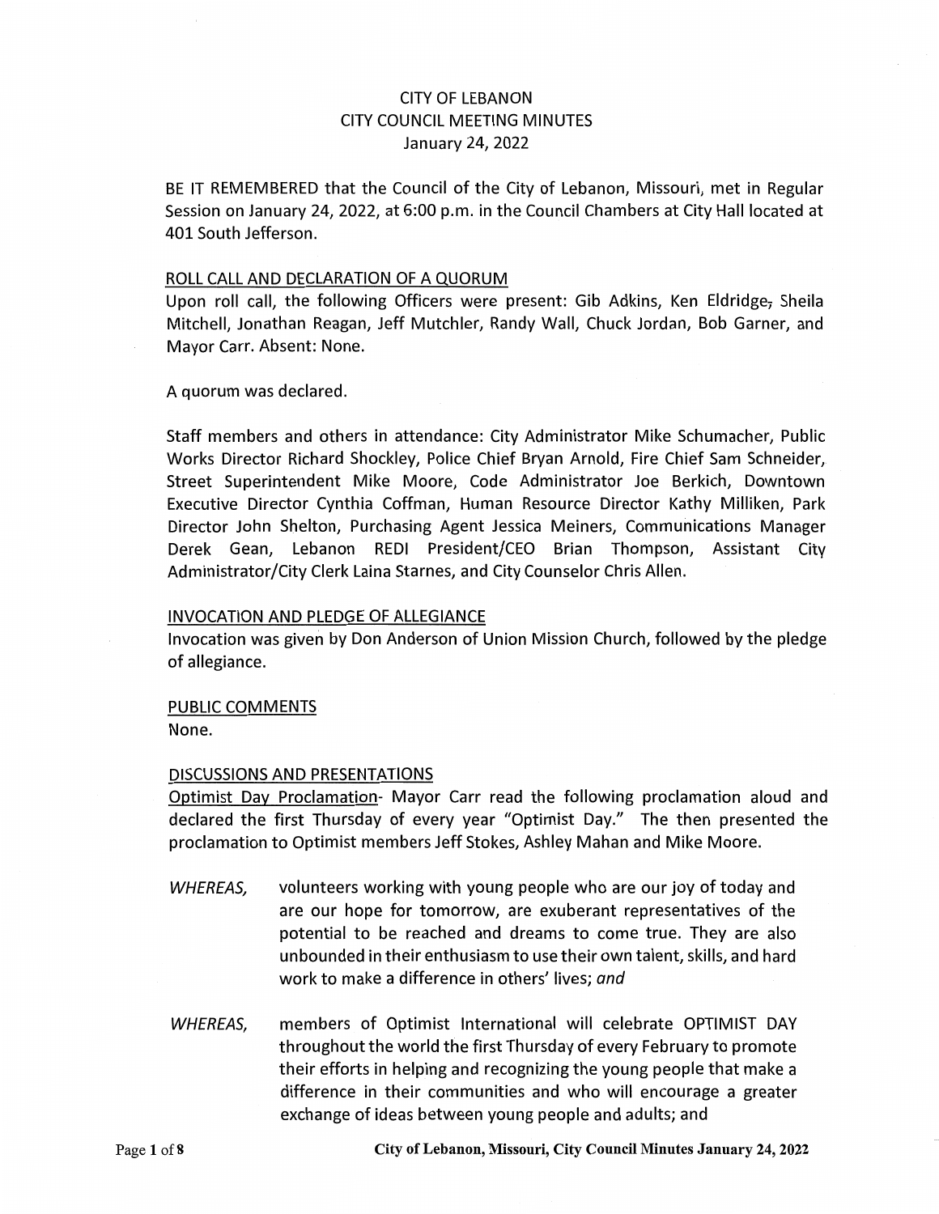# CITY OF LEBANON
## CITY COUNCIL MEETING MINUTES
### January 24, 2022

BE IT REMEMBERED that the Council of the City of Lebanon, Missouri, met in Regular Session on January 24, 2022, at 6:00 p.m. in the Council Chambers at City Hall located at 401 South Jefferson.

ROLL CALL AND DECLARATION OF A QUORUM

Upon roll call, the following Officers were present: Gib Adkins, Ken Eldridge, Sheila Mitchell, Jonathan Reagan, Jeff Mutchler, Randy Wall, Chuck Jordan, Bob Garner, and Mayor Carr. Absent: None.

A quorum was declared.

Staff members and others in attendance: City Administrator Mike Schumacher, Public Works Director Richard Shockley, Police Chief Bryan Arnold, Fire Chief Sam Schneider, Street Superintendent Mike Moore, Code Administrator Joe Berkich, Downtown Executive Director Cynthia Coffman, Human Resource Director Kathy Milliken, Park Director John Shelton, Purchasing Agent Jessica Meiners, Communications Manager Derek Gean, Lebanon REDI President/CEO Brian Thompson, Assistant City Administrator/City Clerk Laina Starnes, and City Counselor Chris Allen.

INVOCATION AND PLEDGE OF ALLEGIANCE

Invocation was given by Don Anderson of Union Mission Church, followed by the pledge of allegiance.

PUBLIC COMMENTS

None.

DISCUSSIONS AND PRESENTATIONS

Optimist Day Proclamation- Mayor Carr read the following proclamation aloud and declared the first Thursday of every year "Optimist Day." The then presented the proclamation to Optimist members Jeff Stokes, Ashley Mahan and Mike Moore.

*WHEREAS,* volunteers working with young people who are our joy of today and are our hope for tomorrow, are exuberant representatives of the potential to be reached and dreams to come true. They are also unbounded in their enthusiasm to use their own talent, skills, and hard work to make a difference in others' lives; *and*

*WHEREAS,* members of Optimist International will celebrate OPTIMIST DAY throughout the world the first Thursday of every February to promote their efforts in helping and recognizing the young people that make a difference in their communities and who will encourage a greater exchange of ideas between young people and adults; and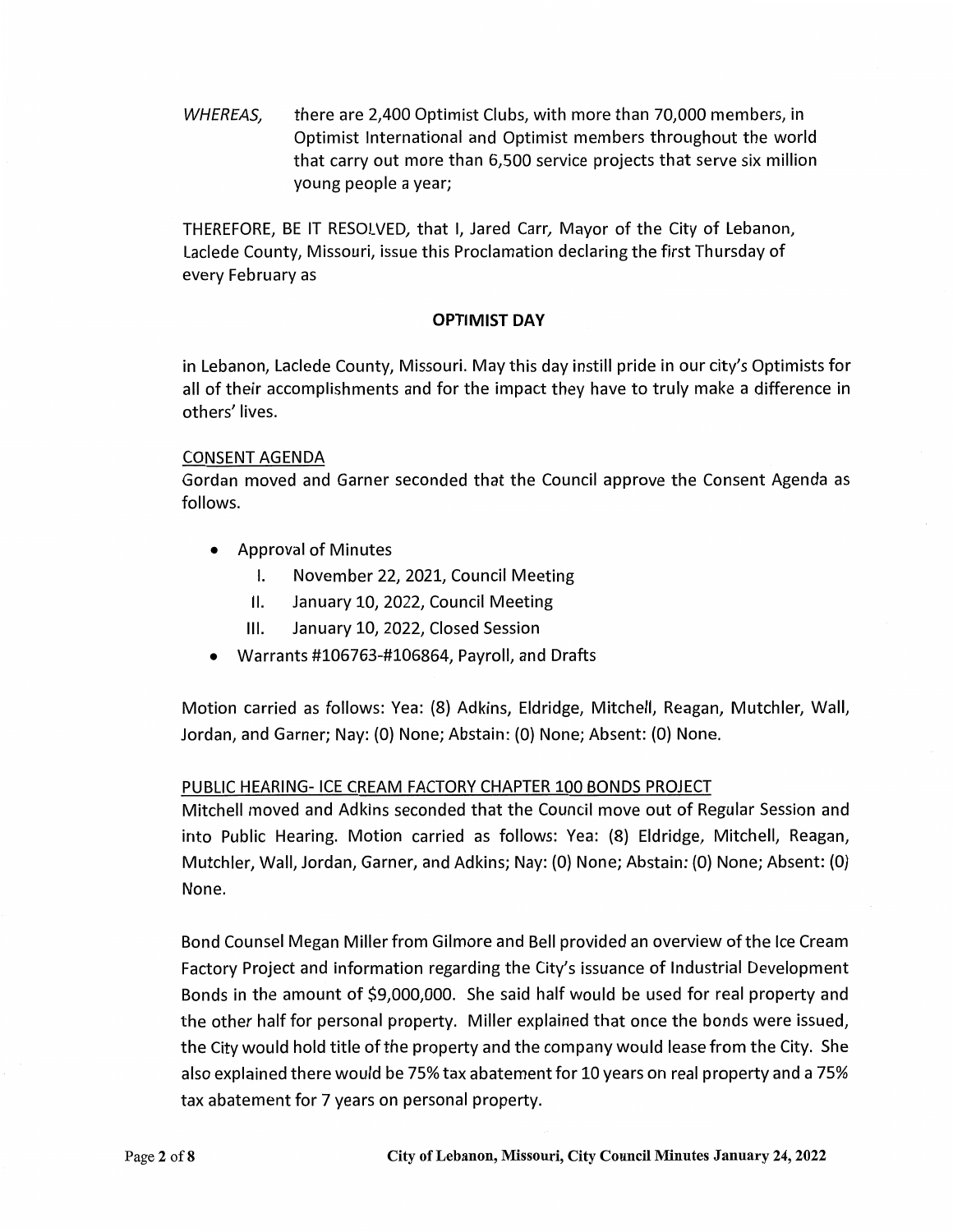*WHEREAS,* there are 2,400 Optimist Clubs, with more than 70,000 members, in Optimist International and Optimist members throughout the world that carry out more than 6,500 service projects that serve six million young people a year;

THEREFORE, BE IT RESOLVED, that I, Jared Carr, Mayor of the City of Lebanon, Laclede County, Missouri, issue this Proclamation declaring the first Thursday of every February as

**OPTIMIST DAY**

in Lebanon, Laclede County, Missouri. May this day instill pride in our city's Optimists for all of their accomplishments and for the impact they have to truly make a difference in others' lives.

CONSENT AGENDA

Gordan moved and Garner seconded that the Council approve the Consent Agenda as follows.

- Approval of Minutes
    - I. November 22, 2021, Council Meeting
    - II. January 10, 2022, Council Meeting
    - III. January 10, 2022, Closed Session
- Warrants #106763-#106864, Payroll, and Drafts

Motion carried as follows: Yea: (8) Adkins, Eldridge, Mitchell, Reagan, Mutchler, Wall, Jordan, and Garner; Nay: (0) None; Abstain: (0) None; Absent: (0) None.

PUBLIC HEARING- ICE CREAM FACTORY CHAPTER 100 BONDS PROJECT

Mitchell moved and Adkins seconded that the Council move out of Regular Session and into Public Hearing. Motion carried as follows: Yea: (8) Eldridge, Mitchell, Reagan, Mutchler, Wall, Jordan, Garner, and Adkins; Nay: (0) None; Abstain: (0) None; Absent: (0) None.

Bond Counsel Megan Miller from Gilmore and Bell provided an overview of the Ice Cream Factory Project and information regarding the City's issuance of Industrial Development Bonds in the amount of $9,000,000. She said half would be used for real property and the other half for personal property. Miller explained that once the bonds were issued, the City would hold title of the property and the company would lease from the City. She also explained there would be 75% tax abatement for 10 years on real property and a 75% tax abatement for 7 years on personal property.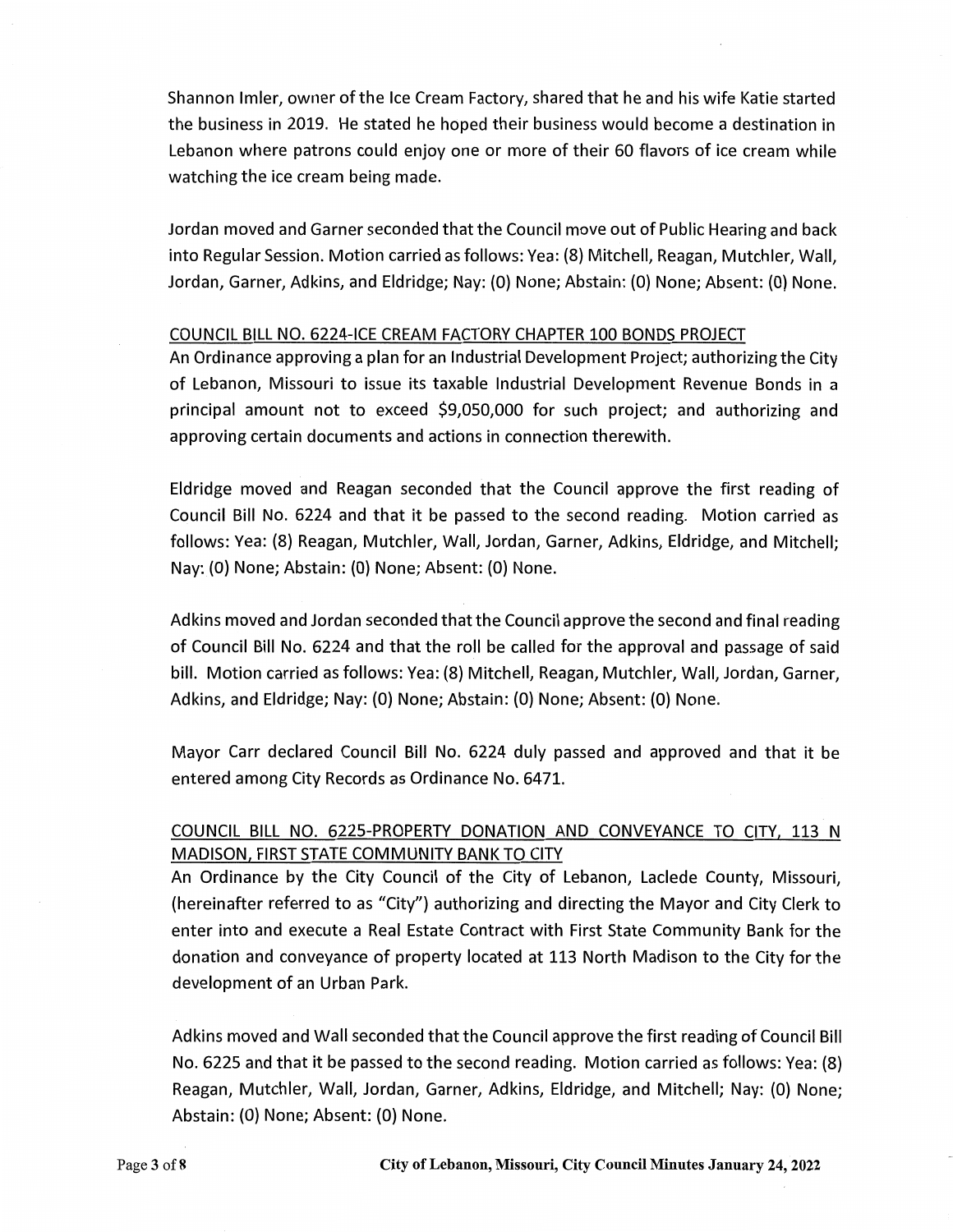Shannon Imler, owner of the Ice Cream Factory, shared that he and his wife Katie started the business in 2019. He stated he hoped their business would become a destination in Lebanon where patrons could enjoy one or more of their 60 flavors of ice cream while watching the ice cream being made.

Jordan moved and Garner seconded that the Council move out of Public Hearing and back into Regular Session. Motion carried as follows: Yea: (8) Mitchell, Reagan, Mutchler, Wall, Jordan, Garner, Adkins, and Eldridge; Nay: (0) None; Abstain: (0) None; Absent: (0) None.

COUNCIL BILL NO. 6224-ICE CREAM FACTORY CHAPTER 100 BONDS PROJECT

An Ordinance approving a plan for an Industrial Development Project; authorizing the City of Lebanon, Missouri to issue its taxable Industrial Development Revenue Bonds in a principal amount not to exceed $9,050,000 for such project; and authorizing and approving certain documents and actions in connection therewith.

Eldridge moved and Reagan seconded that the Council approve the first reading of Council Bill No. 6224 and that it be passed to the second reading. Motion carried as follows: Yea: (8) Reagan, Mutchler, Wall, Jordan, Garner, Adkins, Eldridge, and Mitchell; Nay: (0) None; Abstain: (0) None; Absent: (0) None.

Adkins moved and Jordan seconded that the Council approve the second and final reading of Council Bill No. 6224 and that the roll be called for the approval and passage of said bill. Motion carried as follows: Yea: (8) Mitchell, Reagan, Mutchler, Wall, Jordan, Garner, Adkins, and Eldridge; Nay: (0) None; Abstain: (0) None; Absent: (0) None.

Mayor Carr declared Council Bill No. 6224 duly passed and approved and that it be entered among City Records as Ordinance No. 6471.

COUNCIL BILL NO. 6225-PROPERTY DONATION AND CONVEYANCE TO CITY, 113 N MADISON, FIRST STATE COMMUNITY BANK TO CITY

An Ordinance by the City Council of the City of Lebanon, Laclede County, Missouri, (hereinafter referred to as "City") authorizing and directing the Mayor and City Clerk to enter into and execute a Real Estate Contract with First State Community Bank for the donation and conveyance of property located at 113 North Madison to the City for the development of an Urban Park.

Adkins moved and Wall seconded that the Council approve the first reading of Council Bill No. 6225 and that it be passed to the second reading. Motion carried as follows: Yea: (8) Reagan, Mutchler, Wall, Jordan, Garner, Adkins, Eldridge, and Mitchell; Nay: (0) None; Abstain: (0) None; Absent: (0) None.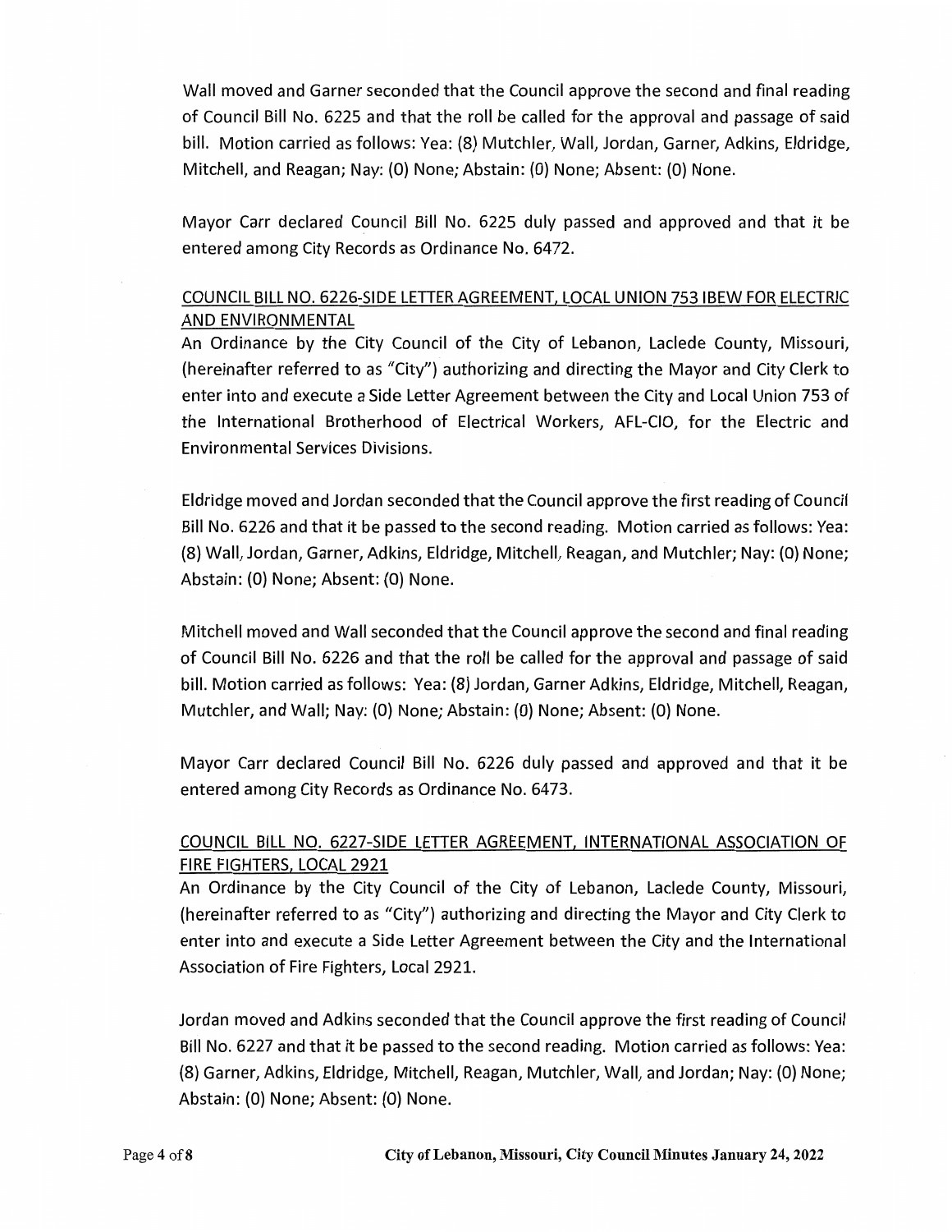Wall moved and Garner seconded that the Council approve the second and final reading of Council Bill No. 6225 and that the roll be called for the approval and passage of said bill. Motion carried as follows: Yea: (8) Mutchler, Wall, Jordan, Garner, Adkins, Eldridge, Mitchell, and Reagan; Nay: (0) None; Abstain: (0) None; Absent: (0) None.

Mayor Carr declared Council Bill No. 6225 duly passed and approved and that it be entered among City Records as Ordinance No. 6472.

COUNCIL BILL NO. 6226-SIDE LETTER AGREEMENT, LOCAL UNION 753 IBEW FOR ELECTRIC AND ENVIRONMENTAL

An Ordinance by the City Council of the City of Lebanon, Laclede County, Missouri, (hereinafter referred to as "City") authorizing and directing the Mayor and City Clerk to enter into and execute a Side Letter Agreement between the City and Local Union 753 of the International Brotherhood of Electrical Workers, AFL-CIO, for the Electric and Environmental Services Divisions.

Eldridge moved and Jordan seconded that the Council approve the first reading of Council Bill No. 6226 and that it be passed to the second reading. Motion carried as follows: Yea: (8) Wall, Jordan, Garner, Adkins, Eldridge, Mitchell, Reagan, and Mutchler; Nay: (0) None; Abstain: (0) None; Absent: (0) None.

Mitchell moved and Wall seconded that the Council approve the second and final reading of Council Bill No. 6226 and that the roll be called for the approval and passage of said bill. Motion carried as follows: Yea: (8) Jordan, Garner Adkins, Eldridge, Mitchell, Reagan, Mutchler, and Wall; Nay: (0) None; Abstain: (0) None; Absent: (0) None.

Mayor Carr declared Council Bill No. 6226 duly passed and approved and that it be entered among City Records as Ordinance No. 6473.

COUNCIL BILL NO. 6227-SIDE LETTER AGREEMENT, INTERNATIONAL ASSOCIATION OF FIRE FIGHTERS, LOCAL 2921

An Ordinance by the City Council of the City of Lebanon, Laclede County, Missouri, (hereinafter referred to as "City") authorizing and directing the Mayor and City Clerk to enter into and execute a Side Letter Agreement between the City and the International Association of Fire Fighters, Local 2921.

Jordan moved and Adkins seconded that the Council approve the first reading of Council Bill No. 6227 and that it be passed to the second reading. Motion carried as follows: Yea: (8) Garner, Adkins, Eldridge, Mitchell, Reagan, Mutchler, Wall, and Jordan; Nay: (0) None; Abstain: (0) None; Absent: (0) None.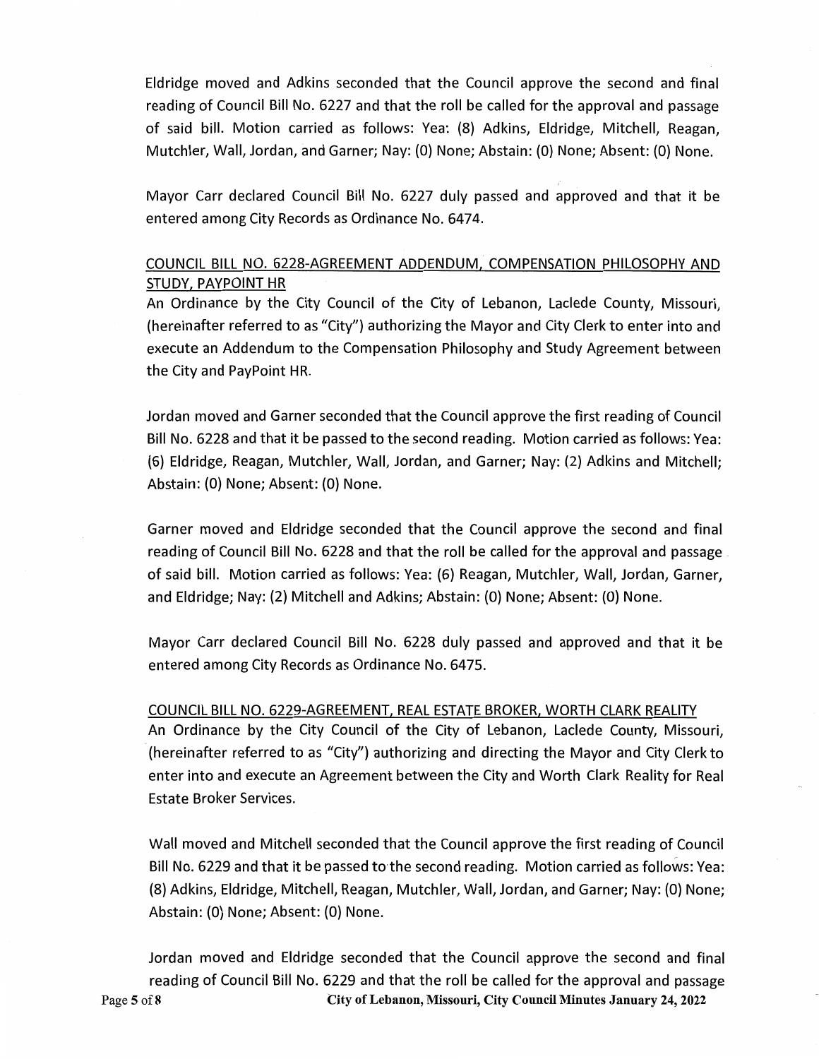Eldridge moved and Adkins seconded that the Council approve the second and final reading of Council Bill No. 6227 and that the roll be called for the approval and passage of said bill. Motion carried as follows: Yea: (8) Adkins, Eldridge, Mitchell, Reagan, Mutchler, Wall, Jordan, and Garner; Nay: (0) None; Abstain: (0) None; Absent: (0) None.

Mayor Carr declared Council Bill No. 6227 duly passed and approved and that it be entered among City Records as Ordinance No. 6474.

COUNCIL BILL NO. 6228-AGREEMENT ADDENDUM, COMPENSATION PHILOSOPHY AND STUDY, PAYPOINT HR

An Ordinance by the City Council of the City of Lebanon, Laclede County, Missouri, (hereinafter referred to as "City") authorizing the Mayor and City Clerk to enter into and execute an Addendum to the Compensation Philosophy and Study Agreement between the City and PayPoint HR.

Jordan moved and Garner seconded that the Council approve the first reading of Council Bill No. 6228 and that it be passed to the second reading. Motion carried as follows: Yea: (6) Eldridge, Reagan, Mutchler, Wall, Jordan, and Garner; Nay: (2) Adkins and Mitchell; Abstain: (0) None; Absent: (0) None.

Garner moved and Eldridge seconded that the Council approve the second and final reading of Council Bill No. 6228 and that the roll be called for the approval and passage of said bill. Motion carried as follows: Yea: (6) Reagan, Mutchler, Wall, Jordan, Garner, and Eldridge; Nay: (2) Mitchell and Adkins; Abstain: (0) None; Absent: (0) None.

Mayor Carr declared Council Bill No. 6228 duly passed and approved and that it be entered among City Records as Ordinance No. 6475.

COUNCIL BILL NO. 6229-AGREEMENT, REAL ESTATE BROKER, WORTH CLARK REALITY

An Ordinance by the City Council of the City of Lebanon, Laclede County, Missouri, (hereinafter referred to as "City") authorizing and directing the Mayor and City Clerk to enter into and execute an Agreement between the City and Worth Clark Reality for Real Estate Broker Services.

Wall moved and Mitchell seconded that the Council approve the first reading of Council Bill No. 6229 and that it be passed to the second reading. Motion carried as follows: Yea: (8) Adkins, Eldridge, Mitchell, Reagan, Mutchler, Wall, Jordan, and Garner; Nay: (0) None; Abstain: (0) None; Absent: (0) None.

Jordan moved and Eldridge seconded that the Council approve the second and final reading of Council Bill No. 6229 and that the roll be called for the approval and passage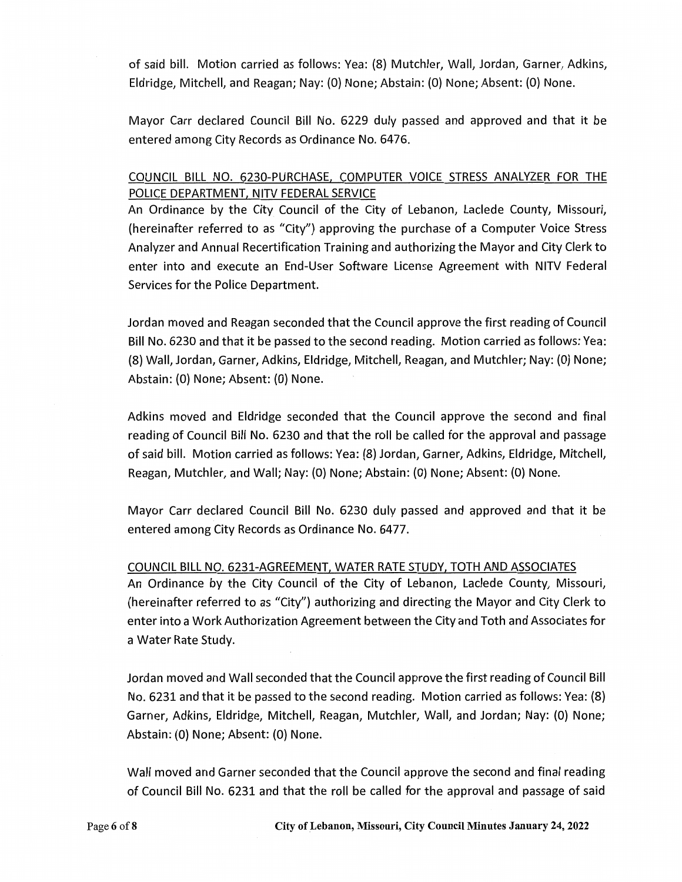of said bill. Motion carried as follows: Yea: (8) Mutchler, Wall, Jordan, Garner, Adkins, Eldridge, Mitchell, and Reagan; Nay: (0) None; Abstain: (0) None; Absent: (0) None.

Mayor Carr declared Council Bill No. 6229 duly passed and approved and that it be entered among City Records as Ordinance No. 6476.

COUNCIL BILL NO. 6230-PURCHASE, COMPUTER VOICE STRESS ANALYZER FOR THE POLICE DEPARTMENT, NITV FEDERAL SERVICE

An Ordinance by the City Council of the City of Lebanon, Laclede County, Missouri, (hereinafter referred to as "City") approving the purchase of a Computer Voice Stress Analyzer and Annual Recertification Training and authorizing the Mayor and City Clerk to enter into and execute an End-User Software License Agreement with NITV Federal Services for the Police Department.

Jordan moved and Reagan seconded that the Council approve the first reading of Council Bill No. 6230 and that it be passed to the second reading. Motion carried as follows: Yea: (8) Wall, Jordan, Garner, Adkins, Eldridge, Mitchell, Reagan, and Mutchler; Nay: (0) None; Abstain: (0) None; Absent: (0) None.

Adkins moved and Eldridge seconded that the Council approve the second and final reading of Council Bill No. 6230 and that the roll be called for the approval and passage of said bill. Motion carried as follows: Yea: (8) Jordan, Garner, Adkins, Eldridge, Mitchell, Reagan, Mutchler, and Wall; Nay: (0) None; Abstain: (0) None; Absent: (0) None.

Mayor Carr declared Council Bill No. 6230 duly passed and approved and that it be entered among City Records as Ordinance No. 6477.

COUNCIL BILL NO. 6231-AGREEMENT, WATER RATE STUDY, TOTH AND ASSOCIATES

An Ordinance by the City Council of the City of Lebanon, Laclede County, Missouri, (hereinafter referred to as "City") authorizing and directing the Mayor and City Clerk to enter into a Work Authorization Agreement between the City and Toth and Associates for a Water Rate Study.

Jordan moved and Wall seconded that the Council approve the first reading of Council Bill No. 6231 and that it be passed to the second reading. Motion carried as follows: Yea: (8) Garner, Adkins, Eldridge, Mitchell, Reagan, Mutchler, Wall, and Jordan; Nay: (0) None; Abstain: (0) None; Absent: (0) None.

Wall moved and Garner seconded that the Council approve the second and final reading of Council Bill No. 6231 and that the roll be called for the approval and passage of said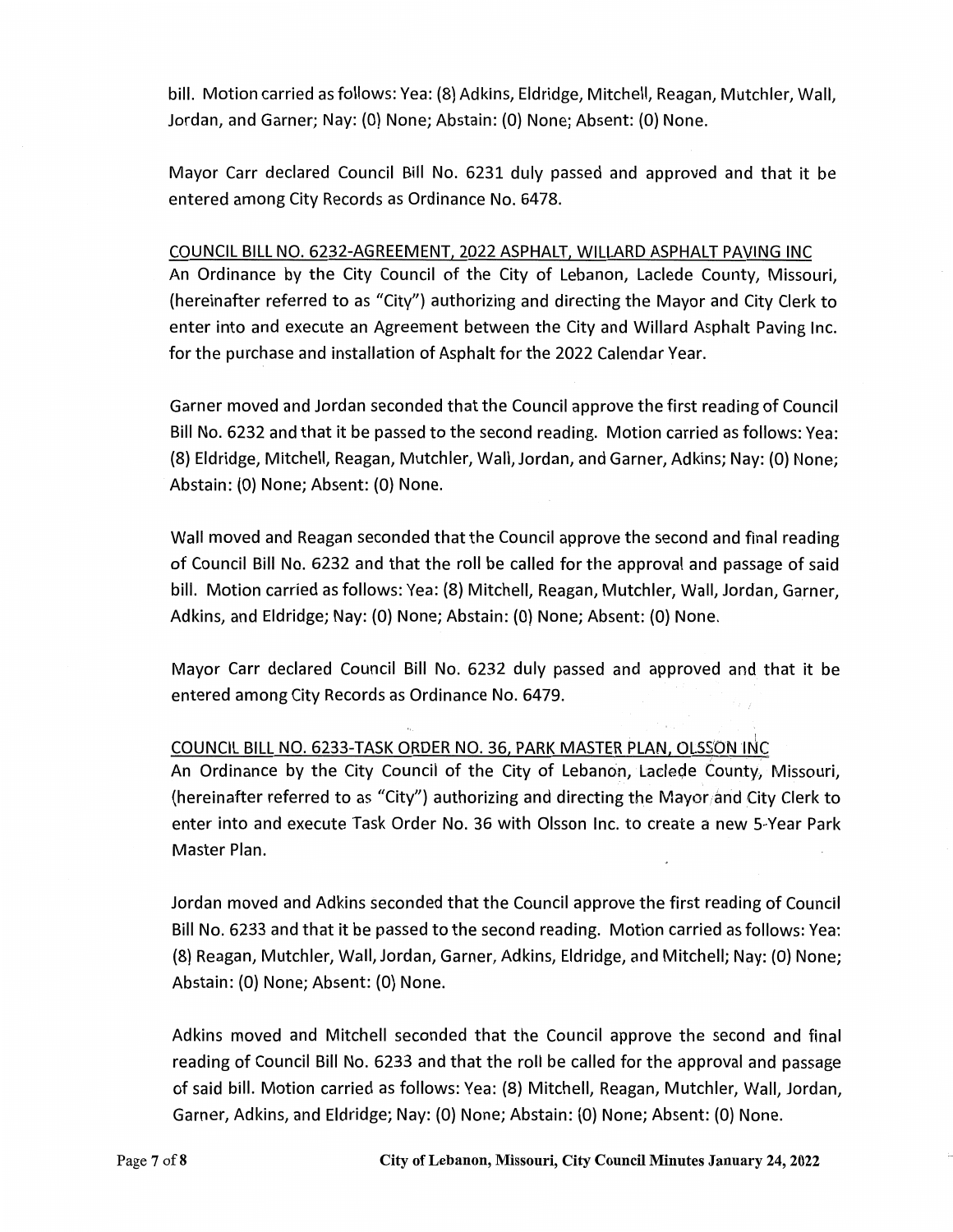bill. Motion carried as follows: Yea: (8) Adkins, Eldridge, Mitchell, Reagan, Mutchler, Wall, Jordan, and Garner; Nay: (0) None; Abstain: (0) None; Absent: (0) None.

Mayor Carr declared Council Bill No. 6231 duly passed and approved and that it be entered among City Records as Ordinance No. 6478.

COUNCIL BILL NO. 6232-AGREEMENT, 2022 ASPHALT, WILLARD ASPHALT PAVING INC

An Ordinance by the City Council of the City of Lebanon, Laclede County, Missouri, (hereinafter referred to as "City") authorizing and directing the Mayor and City Clerk to enter into and execute an Agreement between the City and Willard Asphalt Paving Inc. for the purchase and installation of Asphalt for the 2022 Calendar Year.

Garner moved and Jordan seconded that the Council approve the first reading of Council Bill No. 6232 and that it be passed to the second reading. Motion carried as follows: Yea: (8) Eldridge, Mitchell, Reagan, Mutchler, Wall, Jordan, and Garner, Adkins; Nay: (0) None; Abstain: (0) None; Absent: (0) None.

Wall moved and Reagan seconded that the Council approve the second and final reading of Council Bill No. 6232 and that the roll be called for the approval and passage of said bill. Motion carried as follows: Yea: (8) Mitchell, Reagan, Mutchler, Wall, Jordan, Garner, Adkins, and Eldridge; Nay: (0) None; Abstain: (0) None; Absent: (0) None.

Mayor Carr declared Council Bill No. 6232 duly passed and approved and that it be entered among City Records as Ordinance No. 6479.

COUNCIL BILL NO. 6233-TASK ORDER NO. 36, PARK MASTER PLAN, OLSSON INC

An Ordinance by the City Council of the City of Lebanon, Laclede County, Missouri, (hereinafter referred to as "City") authorizing and directing the Mayor and City Clerk to enter into and execute Task Order No. 36 with Olsson Inc. to create a new 5-Year Park Master Plan.

Jordan moved and Adkins seconded that the Council approve the first reading of Council Bill No. 6233 and that it be passed to the second reading. Motion carried as follows: Yea: (8) Reagan, Mutchler, Wall, Jordan, Garner, Adkins, Eldridge, and Mitchell; Nay: (0) None; Abstain: (0) None; Absent: (0) None.

Adkins moved and Mitchell seconded that the Council approve the second and final reading of Council Bill No. 6233 and that the roll be called for the approval and passage of said bill. Motion carried as follows: Yea: (8) Mitchell, Reagan, Mutchler, Wall, Jordan, Garner, Adkins, and Eldridge; Nay: (0) None; Abstain: (0) None; Absent: (0) None.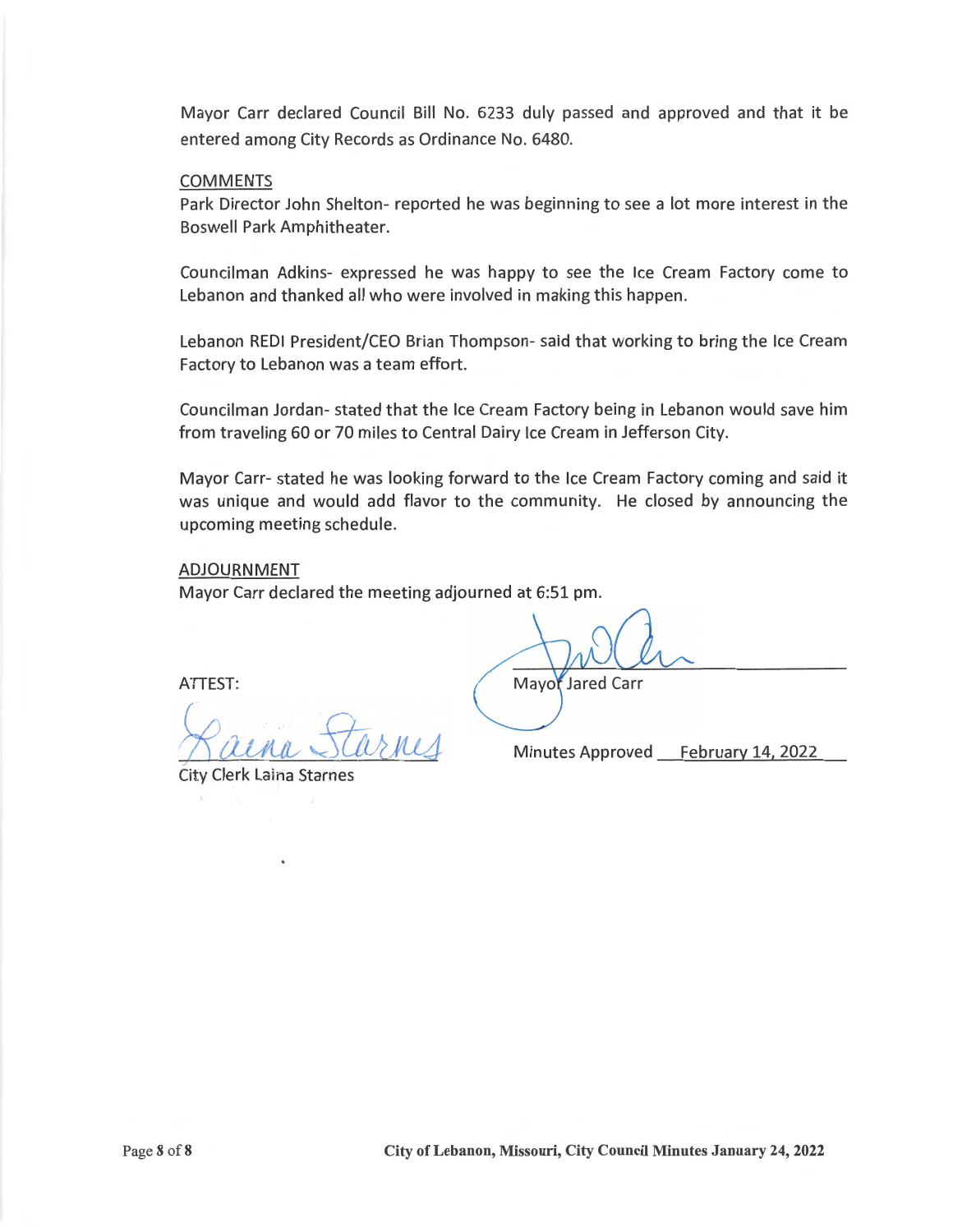Mayor Carr declared Council Bill No. 6233 duly passed and approved and that it be entered among City Records as Ordinance No. 6480.

COMMENTS

Park Director John Shelton- reported he was beginning to see a lot more interest in the Boswell Park Amphitheater.

Councilman Adkins- expressed he was happy to see the Ice Cream Factory come to Lebanon and thanked all who were involved in making this happen.

Lebanon REDI President/CEO Brian Thompson- said that working to bring the Ice Cream Factory to Lebanon was a team effort.

Councilman Jordan- stated that the Ice Cream Factory being in Lebanon would save him from traveling 60 or 70 miles to Central Dairy Ice Cream in Jefferson City.

Mayor Carr- stated he was looking forward to the Ice Cream Factory coming and said it was unique and would add flavor to the community. He closed by announcing the upcoming meeting schedule.

ADJOURNMENT

Mayor Carr declared the meeting adjourned at 6:51 pm.

ATTEST:

City Clerk Laina Starnes

Mayor Jared Carr

Minutes Approved February 14, 2022